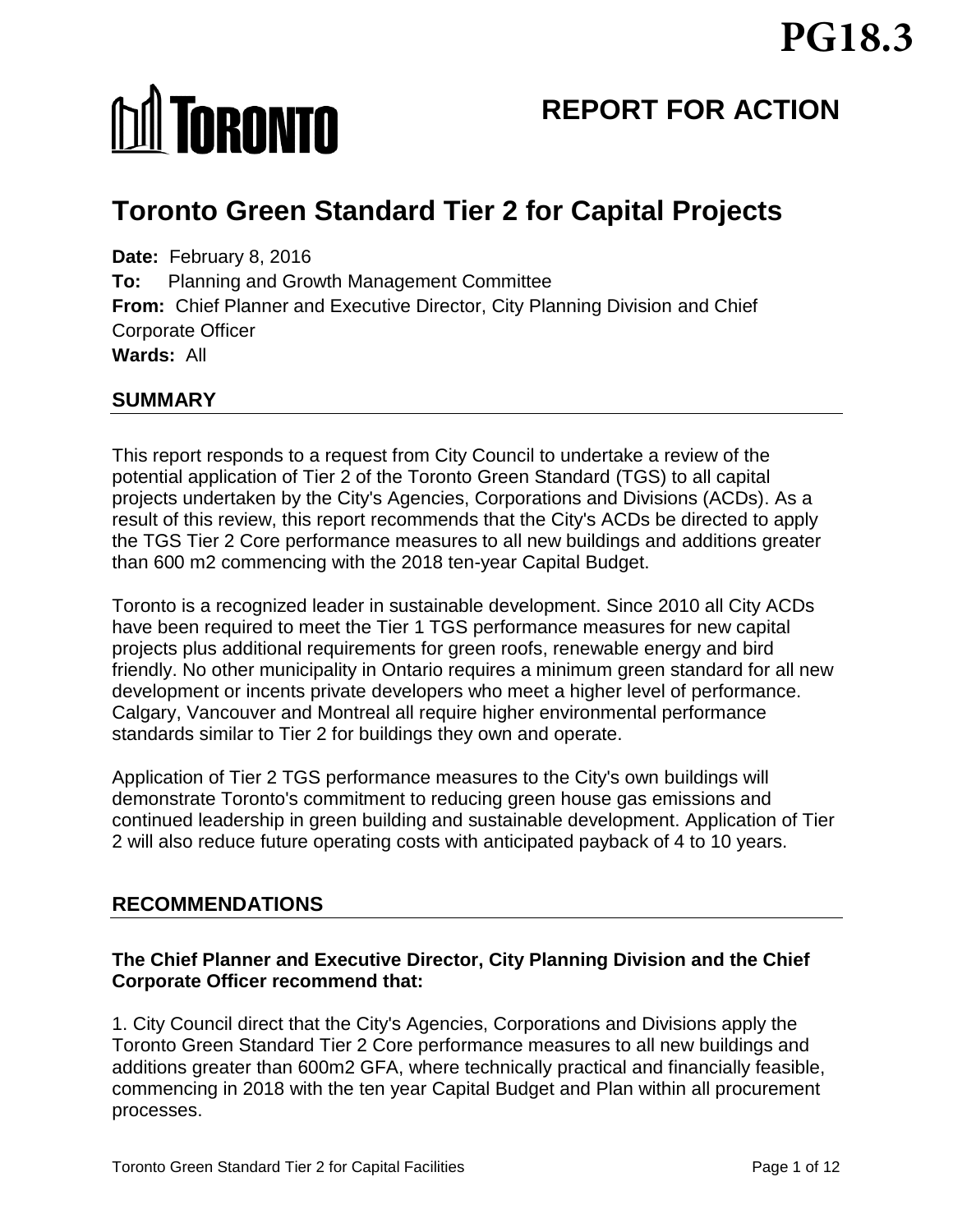PG18.3

# REPORT FOR ACTION

# Toronto Green Standard Tier 2 for Capital Projects

**Date:** February 8, 2016
**To:** Planning and Growth Management Committee
**From:** Chief Planner and Executive Director, City Planning Division and Chief Corporate Officer
**Wards:** All

## SUMMARY

This report responds to a request from City Council to undertake a review of the potential application of Tier 2 of the Toronto Green Standard (TGS) to all capital projects undertaken by the City's Agencies, Corporations and Divisions (ACDs). As a result of this review, this report recommends that the City's ACDs be directed to apply the TGS Tier 2 Core performance measures to all new buildings and additions greater than 600 m2 commencing with the 2018 ten-year Capital Budget.

Toronto is a recognized leader in sustainable development. Since 2010 all City ACDs have been required to meet the Tier 1 TGS performance measures for new capital projects plus additional requirements for green roofs, renewable energy and bird friendly. No other municipality in Ontario requires a minimum green standard for all new development or incents private developers who meet a higher level of performance. Calgary, Vancouver and Montreal all require higher environmental performance standards similar to Tier 2 for buildings they own and operate.

Application of Tier 2 TGS performance measures to the City's own buildings will demonstrate Toronto's commitment to reducing green house gas emissions and continued leadership in green building and sustainable development. Application of Tier 2 will also reduce future operating costs with anticipated payback of 4 to 10 years.

## RECOMMENDATIONS

**The Chief Planner and Executive Director, City Planning Division and the Chief Corporate Officer recommend that:**

1. City Council direct that the City's Agencies, Corporations and Divisions apply the Toronto Green Standard Tier 2 Core performance measures to all new buildings and additions greater than 600m2 GFA, where technically practical and financially feasible, commencing in 2018 with the ten year Capital Budget and Plan within all procurement processes.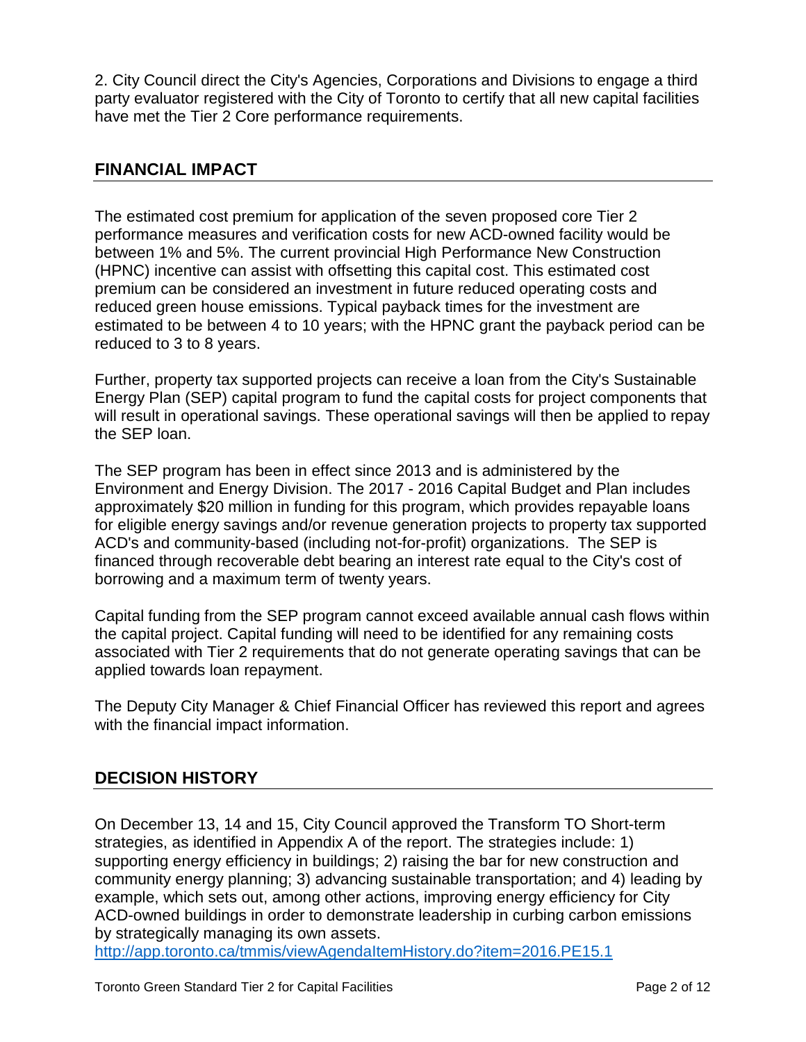2. City Council direct the City's Agencies, Corporations and Divisions to engage a third party evaluator registered with the City of Toronto to certify that all new capital facilities have met the Tier 2 Core performance requirements.

## FINANCIAL IMPACT

The estimated cost premium for application of the seven proposed core Tier 2 performance measures and verification costs for new ACD-owned facility would be between 1% and 5%. The current provincial High Performance New Construction (HPNC) incentive can assist with offsetting this capital cost. This estimated cost premium can be considered an investment in future reduced operating costs and reduced green house emissions. Typical payback times for the investment are estimated to be between 4 to 10 years; with the HPNC grant the payback period can be reduced to 3 to 8 years.

Further, property tax supported projects can receive a loan from the City's Sustainable Energy Plan (SEP) capital program to fund the capital costs for project components that will result in operational savings. These operational savings will then be applied to repay the SEP loan.

The SEP program has been in effect since 2013 and is administered by the Environment and Energy Division. The 2017 - 2016 Capital Budget and Plan includes approximately $20 million in funding for this program, which provides repayable loans for eligible energy savings and/or revenue generation projects to property tax supported ACD's and community-based (including not-for-profit) organizations. The SEP is financed through recoverable debt bearing an interest rate equal to the City's cost of borrowing and a maximum term of twenty years.

Capital funding from the SEP program cannot exceed available annual cash flows within the capital project. Capital funding will need to be identified for any remaining costs associated with Tier 2 requirements that do not generate operating savings that can be applied towards loan repayment.

The Deputy City Manager & Chief Financial Officer has reviewed this report and agrees with the financial impact information.

## DECISION HISTORY

On December 13, 14 and 15, City Council approved the Transform TO Short-term strategies, as identified in Appendix A of the report. The strategies include: 1) supporting energy efficiency in buildings; 2) raising the bar for new construction and community energy planning; 3) advancing sustainable transportation; and 4) leading by example, which sets out, among other actions, improving energy efficiency for City ACD-owned buildings in order to demonstrate leadership in curbing carbon emissions by strategically managing its own assets.
http://app.toronto.ca/tmmis/viewAgendaItemHistory.do?item=2016.PE15.1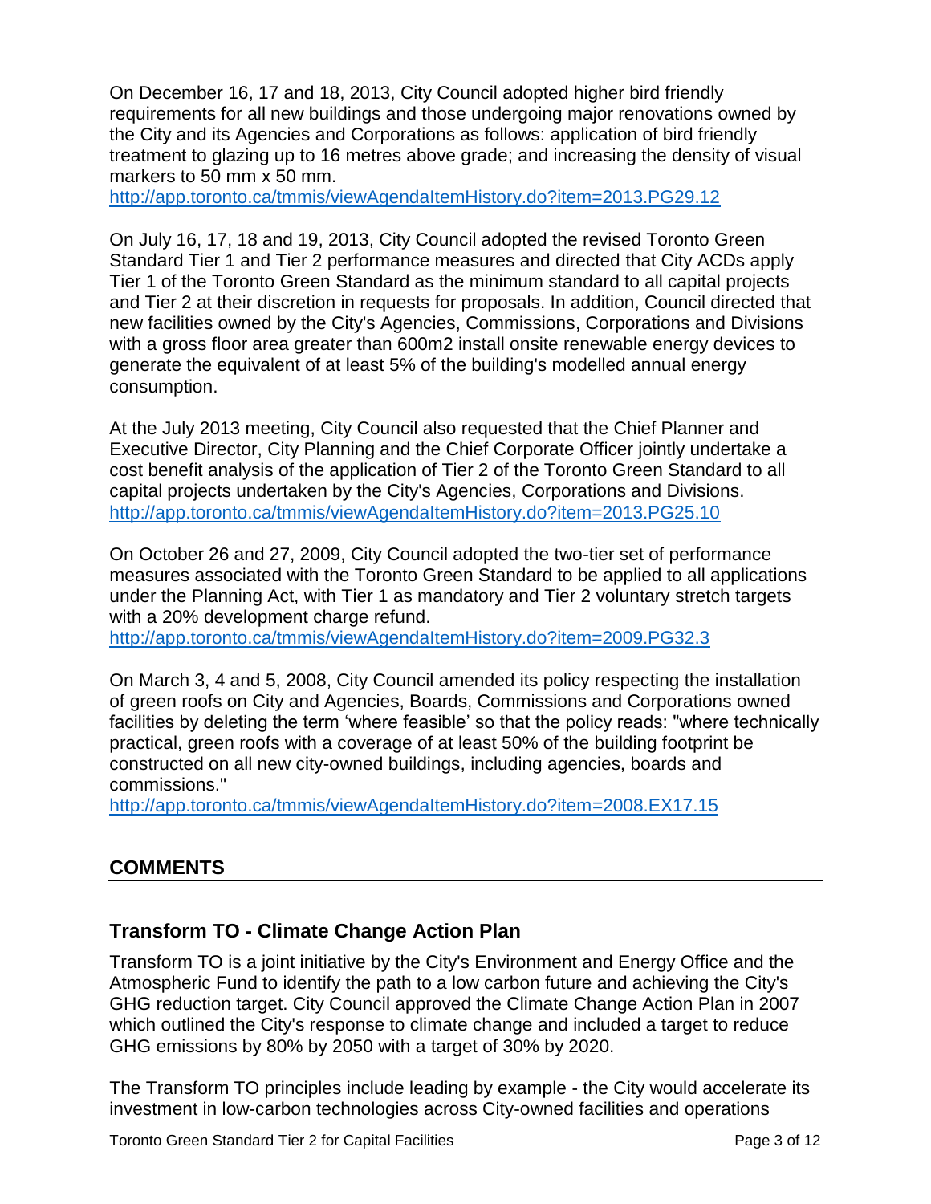On December 16, 17 and 18, 2013, City Council adopted higher bird friendly requirements for all new buildings and those undergoing major renovations owned by the City and its Agencies and Corporations as follows: application of bird friendly treatment to glazing up to 16 metres above grade; and increasing the density of visual markers to 50 mm x 50 mm.
http://app.toronto.ca/tmmis/viewAgendaItemHistory.do?item=2013.PG29.12

On July 16, 17, 18 and 19, 2013, City Council adopted the revised Toronto Green Standard Tier 1 and Tier 2 performance measures and directed that City ACDs apply Tier 1 of the Toronto Green Standard as the minimum standard to all capital projects and Tier 2 at their discretion in requests for proposals. In addition, Council directed that new facilities owned by the City's Agencies, Commissions, Corporations and Divisions with a gross floor area greater than 600m2 install onsite renewable energy devices to generate the equivalent of at least 5% of the building's modelled annual energy consumption.

At the July 2013 meeting, City Council also requested that the Chief Planner and Executive Director, City Planning and the Chief Corporate Officer jointly undertake a cost benefit analysis of the application of Tier 2 of the Toronto Green Standard to all capital projects undertaken by the City's Agencies, Corporations and Divisions.
http://app.toronto.ca/tmmis/viewAgendaItemHistory.do?item=2013.PG25.10

On October 26 and 27, 2009, City Council adopted the two-tier set of performance measures associated with the Toronto Green Standard to be applied to all applications under the Planning Act, with Tier 1 as mandatory and Tier 2 voluntary stretch targets with a 20% development charge refund.
http://app.toronto.ca/tmmis/viewAgendaItemHistory.do?item=2009.PG32.3

On March 3, 4 and 5, 2008, City Council amended its policy respecting the installation of green roofs on City and Agencies, Boards, Commissions and Corporations owned facilities by deleting the term 'where feasible' so that the policy reads: "where technically practical, green roofs with a coverage of at least 50% of the building footprint be constructed on all new city-owned buildings, including agencies, boards and commissions."
http://app.toronto.ca/tmmis/viewAgendaItemHistory.do?item=2008.EX17.15

## COMMENTS

### Transform TO - Climate Change Action Plan

Transform TO is a joint initiative by the City's Environment and Energy Office and the Atmospheric Fund to identify the path to a low carbon future and achieving the City's GHG reduction target. City Council approved the Climate Change Action Plan in 2007 which outlined the City's response to climate change and included a target to reduce GHG emissions by 80% by 2050 with a target of 30% by 2020.

The Transform TO principles include leading by example - the City would accelerate its investment in low-carbon technologies across City-owned facilities and operations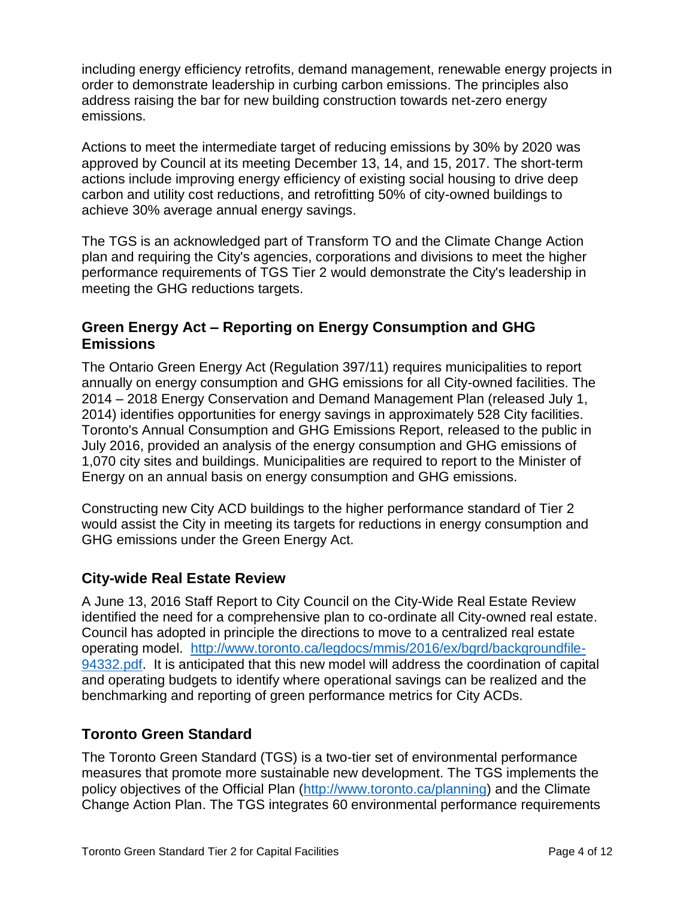including energy efficiency retrofits, demand management, renewable energy projects in order to demonstrate leadership in curbing carbon emissions. The principles also address raising the bar for new building construction towards net-zero energy emissions.

Actions to meet the intermediate target of reducing emissions by 30% by 2020 was approved by Council at its meeting December 13, 14, and 15, 2017. The short-term actions include improving energy efficiency of existing social housing to drive deep carbon and utility cost reductions, and retrofitting 50% of city-owned buildings to achieve 30% average annual energy savings.

The TGS is an acknowledged part of Transform TO and the Climate Change Action plan and requiring the City's agencies, corporations and divisions to meet the higher performance requirements of TGS Tier 2 would demonstrate the City's leadership in meeting the GHG reductions targets.

### Green Energy Act – Reporting on Energy Consumption and GHG Emissions

The Ontario Green Energy Act (Regulation 397/11) requires municipalities to report annually on energy consumption and GHG emissions for all City-owned facilities. The 2014 – 2018 Energy Conservation and Demand Management Plan (released July 1, 2014) identifies opportunities for energy savings in approximately 528 City facilities. Toronto's Annual Consumption and GHG Emissions Report, released to the public in July 2016, provided an analysis of the energy consumption and GHG emissions of 1,070 city sites and buildings. Municipalities are required to report to the Minister of Energy on an annual basis on energy consumption and GHG emissions.

Constructing new City ACD buildings to the higher performance standard of Tier 2 would assist the City in meeting its targets for reductions in energy consumption and GHG emissions under the Green Energy Act.

### City-wide Real Estate Review

A June 13, 2016 Staff Report to City Council on the City-Wide Real Estate Review identified the need for a comprehensive plan to co-ordinate all City-owned real estate. Council has adopted in principle the directions to move to a centralized real estate operating model. [http://www.toronto.ca/legdocs/mmis/2016/ex/bgrd/backgroundfile-94332.pdf](http://www.toronto.ca/legdocs/mmis/2016/ex/bgrd/backgroundfile-94332.pdf). It is anticipated that this new model will address the coordination of capital and operating budgets to identify where operational savings can be realized and the benchmarking and reporting of green performance metrics for City ACDs.

### Toronto Green Standard

The Toronto Green Standard (TGS) is a two-tier set of environmental performance measures that promote more sustainable new development. The TGS implements the policy objectives of the Official Plan ([http://www.toronto.ca/planning](http://www.toronto.ca/planning)) and the Climate Change Action Plan. The TGS integrates 60 environmental performance requirements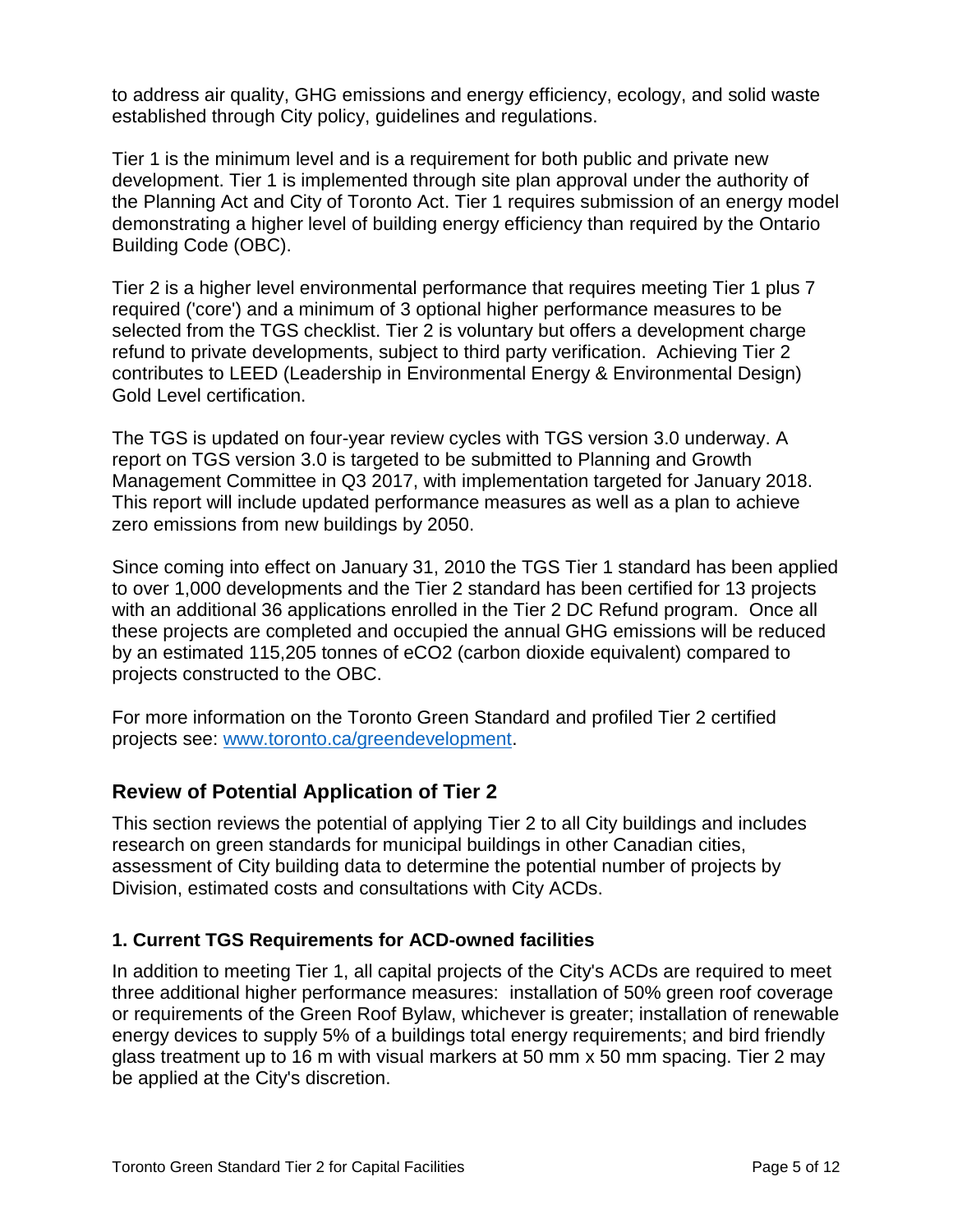to address air quality, GHG emissions and energy efficiency, ecology, and solid waste established through City policy, guidelines and regulations.

Tier 1 is the minimum level and is a requirement for both public and private new development. Tier 1 is implemented through site plan approval under the authority of the Planning Act and City of Toronto Act. Tier 1 requires submission of an energy model demonstrating a higher level of building energy efficiency than required by the Ontario Building Code (OBC).

Tier 2 is a higher level environmental performance that requires meeting Tier 1 plus 7 required ('core') and a minimum of 3 optional higher performance measures to be selected from the TGS checklist. Tier 2 is voluntary but offers a development charge refund to private developments, subject to third party verification. Achieving Tier 2 contributes to LEED (Leadership in Environmental Energy & Environmental Design) Gold Level certification.

The TGS is updated on four-year review cycles with TGS version 3.0 underway. A report on TGS version 3.0 is targeted to be submitted to Planning and Growth Management Committee in Q3 2017, with implementation targeted for January 2018. This report will include updated performance measures as well as a plan to achieve zero emissions from new buildings by 2050.

Since coming into effect on January 31, 2010 the TGS Tier 1 standard has been applied to over 1,000 developments and the Tier 2 standard has been certified for 13 projects with an additional 36 applications enrolled in the Tier 2 DC Refund program. Once all these projects are completed and occupied the annual GHG emissions will be reduced by an estimated 115,205 tonnes of $eCO_2$ (carbon dioxide equivalent) compared to projects constructed to the OBC.

For more information on the Toronto Green Standard and profiled Tier 2 certified projects see: [www.toronto.ca/greendevelopment](www.toronto.ca/greendevelopment).

## Review of Potential Application of Tier 2

This section reviews the potential of applying Tier 2 to all City buildings and includes research on green standards for municipal buildings in other Canadian cities, assessment of City building data to determine the potential number of projects by Division, estimated costs and consultations with City ACDs.

### 1. Current TGS Requirements for ACD-owned facilities

In addition to meeting Tier 1, all capital projects of the City's ACDs are required to meet three additional higher performance measures: installation of 50% green roof coverage or requirements of the Green Roof Bylaw, whichever is greater; installation of renewable energy devices to supply 5% of a buildings total energy requirements; and bird friendly glass treatment up to 16 m with visual markers at 50 mm x 50 mm spacing. Tier 2 may be applied at the City's discretion.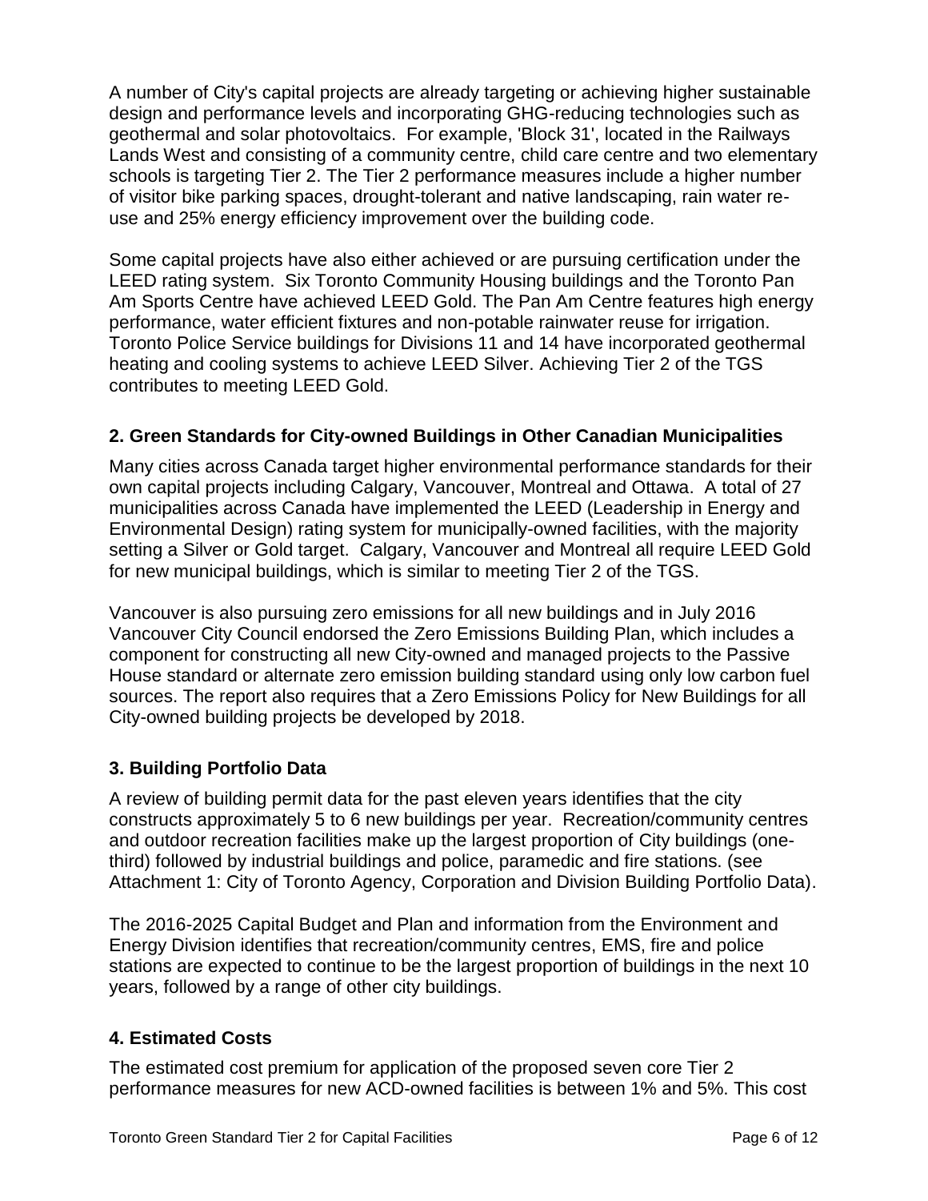A number of City's capital projects are already targeting or achieving higher sustainable design and performance levels and incorporating GHG-reducing technologies such as geothermal and solar photovoltaics. For example, 'Block 31', located in the Railways Lands West and consisting of a community centre, child care centre and two elementary schools is targeting Tier 2. The Tier 2 performance measures include a higher number of visitor bike parking spaces, drought-tolerant and native landscaping, rain water re-use and 25% energy efficiency improvement over the building code.

Some capital projects have also either achieved or are pursuing certification under the LEED rating system. Six Toronto Community Housing buildings and the Toronto Pan Am Sports Centre have achieved LEED Gold. The Pan Am Centre features high energy performance, water efficient fixtures and non-potable rainwater reuse for irrigation. Toronto Police Service buildings for Divisions 11 and 14 have incorporated geothermal heating and cooling systems to achieve LEED Silver. Achieving Tier 2 of the TGS contributes to meeting LEED Gold.

## 2. Green Standards for City-owned Buildings in Other Canadian Municipalities

Many cities across Canada target higher environmental performance standards for their own capital projects including Calgary, Vancouver, Montreal and Ottawa. A total of 27 municipalities across Canada have implemented the LEED (Leadership in Energy and Environmental Design) rating system for municipally-owned facilities, with the majority setting a Silver or Gold target. Calgary, Vancouver and Montreal all require LEED Gold for new municipal buildings, which is similar to meeting Tier 2 of the TGS.

Vancouver is also pursuing zero emissions for all new buildings and in July 2016 Vancouver City Council endorsed the Zero Emissions Building Plan, which includes a component for constructing all new City-owned and managed projects to the Passive House standard or alternate zero emission building standard using only low carbon fuel sources. The report also requires that a Zero Emissions Policy for New Buildings for all City-owned building projects be developed by 2018.

## 3. Building Portfolio Data

A review of building permit data for the past eleven years identifies that the city constructs approximately 5 to 6 new buildings per year. Recreation/community centres and outdoor recreation facilities make up the largest proportion of City buildings (one-third) followed by industrial buildings and police, paramedic and fire stations. (see Attachment 1: City of Toronto Agency, Corporation and Division Building Portfolio Data).

The 2016-2025 Capital Budget and Plan and information from the Environment and Energy Division identifies that recreation/community centres, EMS, fire and police stations are expected to continue to be the largest proportion of buildings in the next 10 years, followed by a range of other city buildings.

## 4. Estimated Costs

The estimated cost premium for application of the proposed seven core Tier 2 performance measures for new ACD-owned facilities is between 1% and 5%. This cost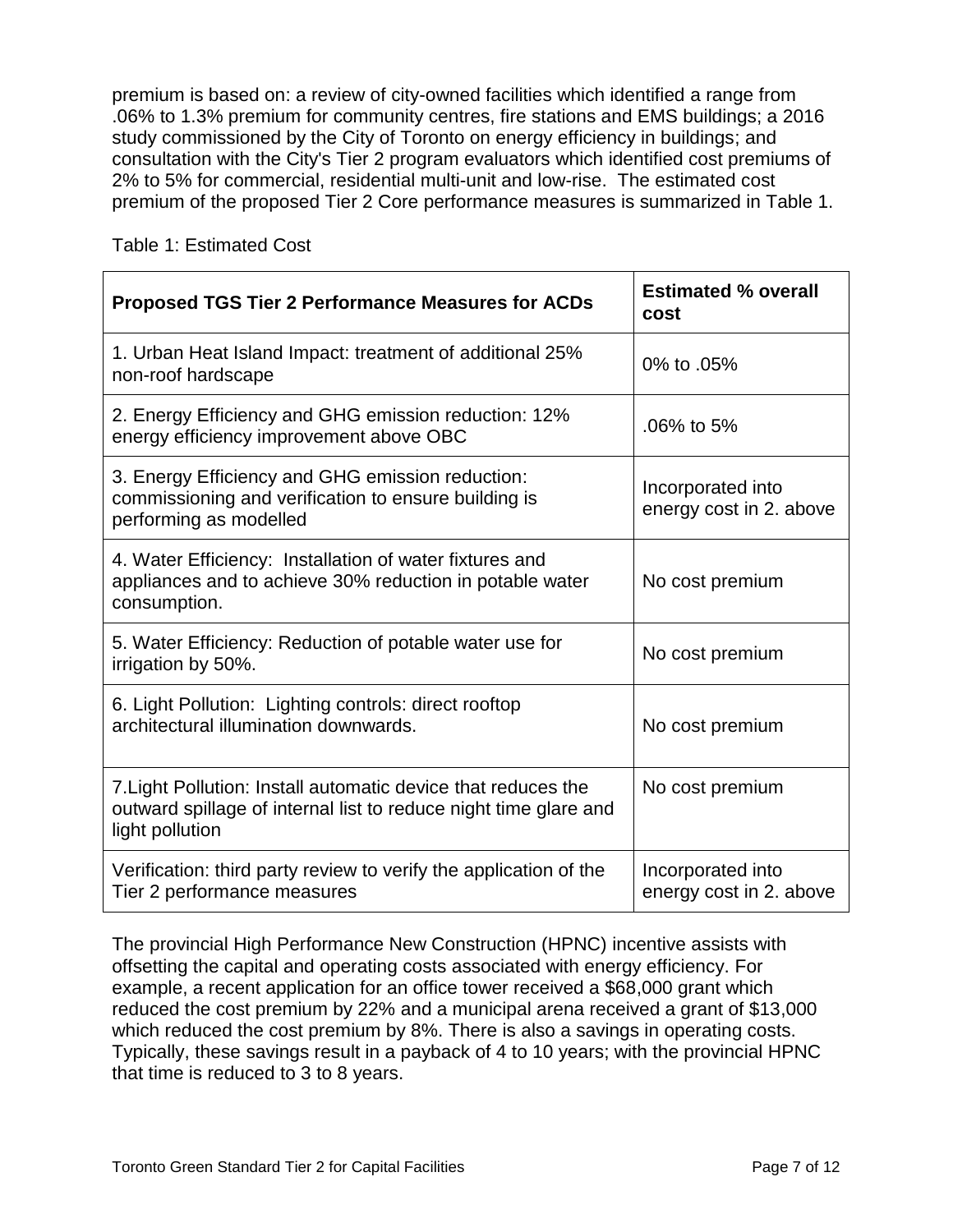premium is based on: a review of city-owned facilities which identified a range from .06% to 1.3% premium for community centres, fire stations and EMS buildings; a 2016 study commissioned by the City of Toronto on energy efficiency in buildings; and consultation with the City's Tier 2 program evaluators which identified cost premiums of 2% to 5% for commercial, residential multi-unit and low-rise. The estimated cost premium of the proposed Tier 2 Core performance measures is summarized in Table 1.

Table 1: Estimated Cost

| Proposed TGS Tier 2 Performance Measures for ACDs | Estimated % overall cost |
| --- | --- |
| 1. Urban Heat Island Impact: treatment of additional 25% non-roof hardscape | 0% to .05% |
| 2. Energy Efficiency and GHG emission reduction: 12% energy efficiency improvement above OBC | .06% to 5% |
| 3. Energy Efficiency and GHG emission reduction: commissioning and verification to ensure building is performing as modelled | Incorporated into energy cost in 2. above |
| 4. Water Efficiency: Installation of water fixtures and appliances and to achieve 30% reduction in potable water consumption. | No cost premium |
| 5. Water Efficiency: Reduction of potable water use for irrigation by 50%. | No cost premium |
| 6. Light Pollution: Lighting controls: direct rooftop architectural illumination downwards. | No cost premium |
| 7.Light Pollution: Install automatic device that reduces the outward spillage of internal list to reduce night time glare and light pollution | No cost premium |
| Verification: third party review to verify the application of the Tier 2 performance measures | Incorporated into energy cost in 2. above |

The provincial High Performance New Construction (HPNC) incentive assists with offsetting the capital and operating costs associated with energy efficiency. For example, a recent application for an office tower received a $68,000 grant which reduced the cost premium by 22% and a municipal arena received a grant of $13,000 which reduced the cost premium by 8%. There is also a savings in operating costs. Typically, these savings result in a payback of 4 to 10 years; with the provincial HPNC that time is reduced to 3 to 8 years.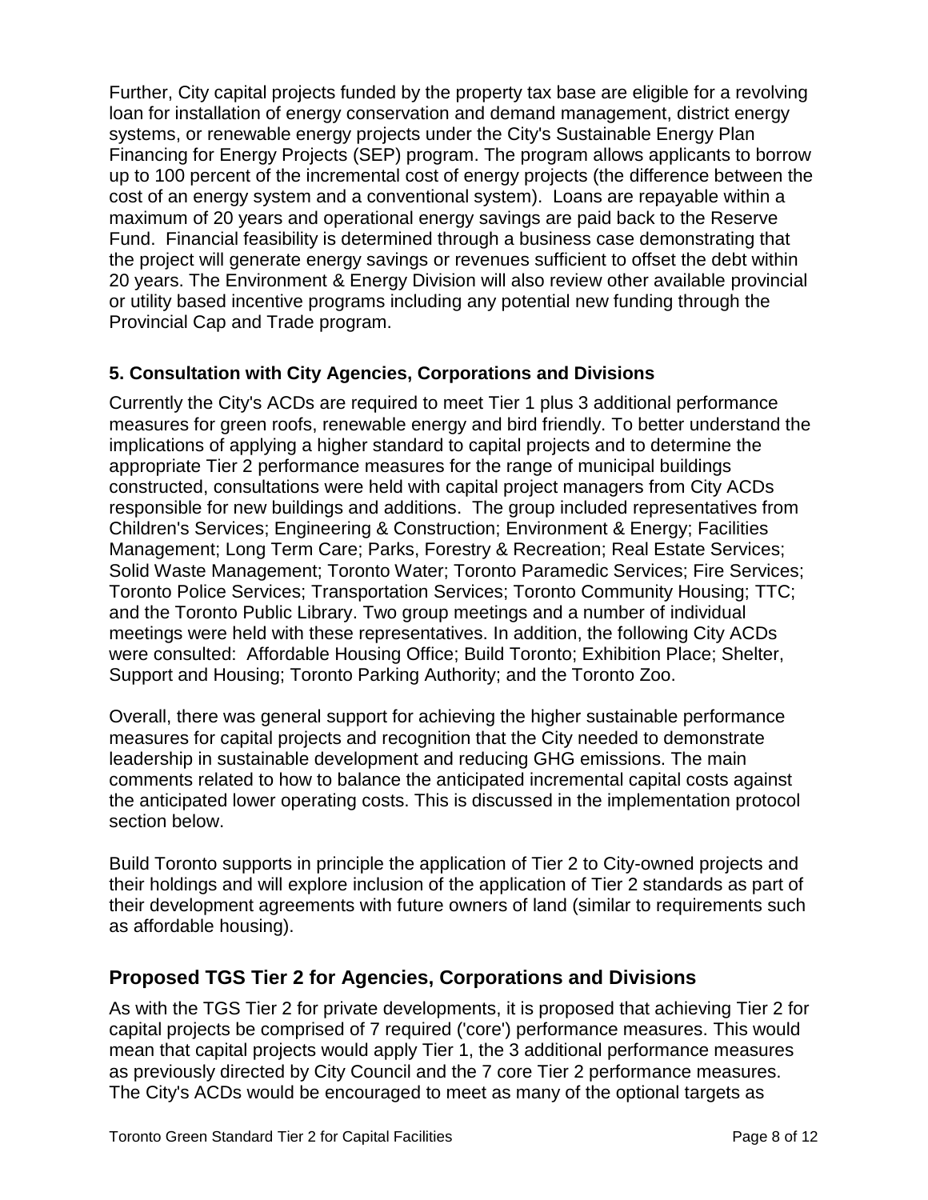Further, City capital projects funded by the property tax base are eligible for a revolving loan for installation of energy conservation and demand management, district energy systems, or renewable energy projects under the City's Sustainable Energy Plan Financing for Energy Projects (SEP) program. The program allows applicants to borrow up to 100 percent of the incremental cost of energy projects (the difference between the cost of an energy system and a conventional system). Loans are repayable within a maximum of 20 years and operational energy savings are paid back to the Reserve Fund. Financial feasibility is determined through a business case demonstrating that the project will generate energy savings or revenues sufficient to offset the debt within 20 years. The Environment & Energy Division will also review other available provincial or utility based incentive programs including any potential new funding through the Provincial Cap and Trade program.

### 5. Consultation with City Agencies, Corporations and Divisions

Currently the City's ACDs are required to meet Tier 1 plus 3 additional performance measures for green roofs, renewable energy and bird friendly. To better understand the implications of applying a higher standard to capital projects and to determine the appropriate Tier 2 performance measures for the range of municipal buildings constructed, consultations were held with capital project managers from City ACDs responsible for new buildings and additions. The group included representatives from Children's Services; Engineering & Construction; Environment & Energy; Facilities Management; Long Term Care; Parks, Forestry & Recreation; Real Estate Services; Solid Waste Management; Toronto Water; Toronto Paramedic Services; Fire Services; Toronto Police Services; Transportation Services; Toronto Community Housing; TTC; and the Toronto Public Library. Two group meetings and a number of individual meetings were held with these representatives. In addition, the following City ACDs were consulted: Affordable Housing Office; Build Toronto; Exhibition Place; Shelter, Support and Housing; Toronto Parking Authority; and the Toronto Zoo.

Overall, there was general support for achieving the higher sustainable performance measures for capital projects and recognition that the City needed to demonstrate leadership in sustainable development and reducing GHG emissions. The main comments related to how to balance the anticipated incremental capital costs against the anticipated lower operating costs. This is discussed in the implementation protocol section below.

Build Toronto supports in principle the application of Tier 2 to City-owned projects and their holdings and will explore inclusion of the application of Tier 2 standards as part of their development agreements with future owners of land (similar to requirements such as affordable housing).

## Proposed TGS Tier 2 for Agencies, Corporations and Divisions

As with the TGS Tier 2 for private developments, it is proposed that achieving Tier 2 for capital projects be comprised of 7 required ('core') performance measures. This would mean that capital projects would apply Tier 1, the 3 additional performance measures as previously directed by City Council and the 7 core Tier 2 performance measures. The City's ACDs would be encouraged to meet as many of the optional targets as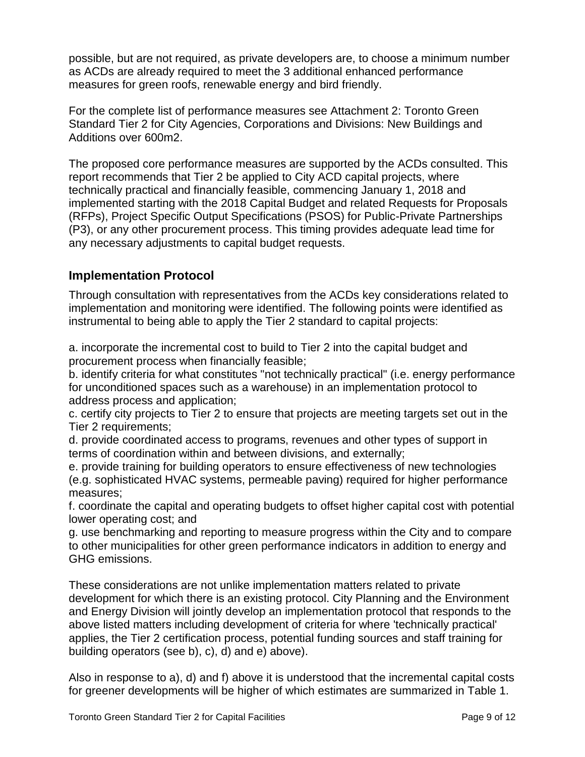possible, but are not required, as private developers are, to choose a minimum number as ACDs are already required to meet the 3 additional enhanced performance measures for green roofs, renewable energy and bird friendly.

For the complete list of performance measures see Attachment 2: Toronto Green Standard Tier 2 for City Agencies, Corporations and Divisions: New Buildings and Additions over 600m2.

The proposed core performance measures are supported by the ACDs consulted. This report recommends that Tier 2 be applied to City ACD capital projects, where technically practical and financially feasible, commencing January 1, 2018 and implemented starting with the 2018 Capital Budget and related Requests for Proposals (RFPs), Project Specific Output Specifications (PSOS) for Public-Private Partnerships (P3), or any other procurement process. This timing provides adequate lead time for any necessary adjustments to capital budget requests.

## Implementation Protocol

Through consultation with representatives from the ACDs key considerations related to implementation and monitoring were identified. The following points were identified as instrumental to being able to apply the Tier 2 standard to capital projects:

a. incorporate the incremental cost to build to Tier 2 into the capital budget and procurement process when financially feasible;
b. identify criteria for what constitutes "not technically practical" (i.e. energy performance for unconditioned spaces such as a warehouse) in an implementation protocol to address process and application;
c. certify city projects to Tier 2 to ensure that projects are meeting targets set out in the Tier 2 requirements;
d. provide coordinated access to programs, revenues and other types of support in terms of coordination within and between divisions, and externally;
e. provide training for building operators to ensure effectiveness of new technologies (e.g. sophisticated HVAC systems, permeable paving) required for higher performance measures;
f. coordinate the capital and operating budgets to offset higher capital cost with potential lower operating cost; and
g. use benchmarking and reporting to measure progress within the City and to compare to other municipalities for other green performance indicators in addition to energy and GHG emissions.

These considerations are not unlike implementation matters related to private development for which there is an existing protocol. City Planning and the Environment and Energy Division will jointly develop an implementation protocol that responds to the above listed matters including development of criteria for where 'technically practical' applies, the Tier 2 certification process, potential funding sources and staff training for building operators (see b), c), d) and e) above).

Also in response to a), d) and f) above it is understood that the incremental capital costs for greener developments will be higher of which estimates are summarized in Table 1.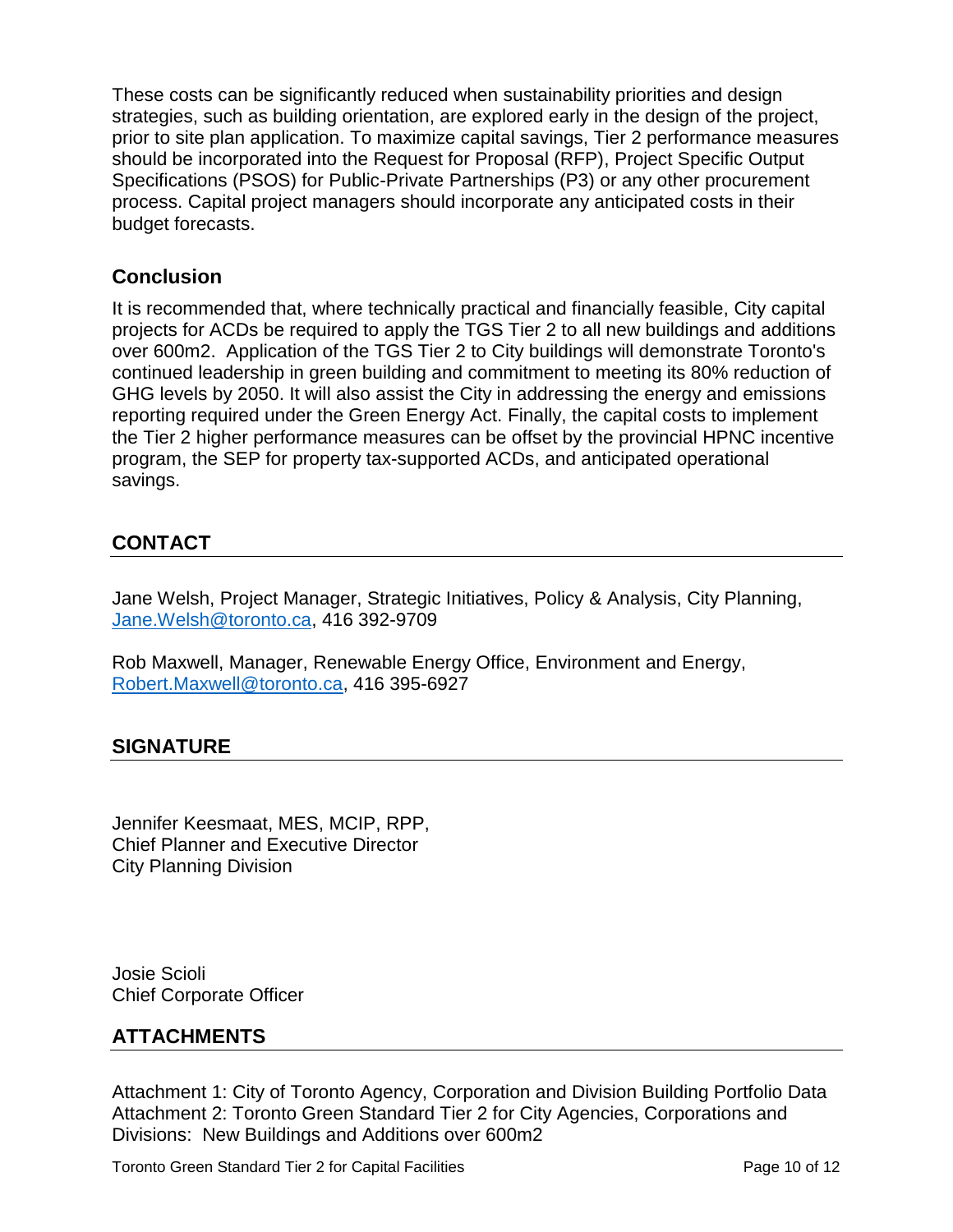These costs can be significantly reduced when sustainability priorities and design strategies, such as building orientation, are explored early in the design of the project, prior to site plan application. To maximize capital savings, Tier 2 performance measures should be incorporated into the Request for Proposal (RFP), Project Specific Output Specifications (PSOS) for Public-Private Partnerships (P3) or any other procurement process. Capital project managers should incorporate any anticipated costs in their budget forecasts.

### Conclusion

It is recommended that, where technically practical and financially feasible, City capital projects for ACDs be required to apply the TGS Tier 2 to all new buildings and additions over 600m2. Application of the TGS Tier 2 to City buildings will demonstrate Toronto's continued leadership in green building and commitment to meeting its 80% reduction of GHG levels by 2050. It will also assist the City in addressing the energy and emissions reporting required under the Green Energy Act. Finally, the capital costs to implement the Tier 2 higher performance measures can be offset by the provincial HPNC incentive program, the SEP for property tax-supported ACDs, and anticipated operational savings.

## CONTACT

Jane Welsh, Project Manager, Strategic Initiatives, Policy & Analysis, City Planning, Jane.Welsh@toronto.ca, 416 392-9709

Rob Maxwell, Manager, Renewable Energy Office, Environment and Energy, Robert.Maxwell@toronto.ca, 416 395-6927

## SIGNATURE

Jennifer Keesmaat, MES, MCIP, RPP,
Chief Planner and Executive Director
City Planning Division

Josie Scioli
Chief Corporate Officer

## ATTACHMENTS

Attachment 1: City of Toronto Agency, Corporation and Division Building Portfolio Data
Attachment 2: Toronto Green Standard Tier 2 for City Agencies, Corporations and Divisions: New Buildings and Additions over 600m2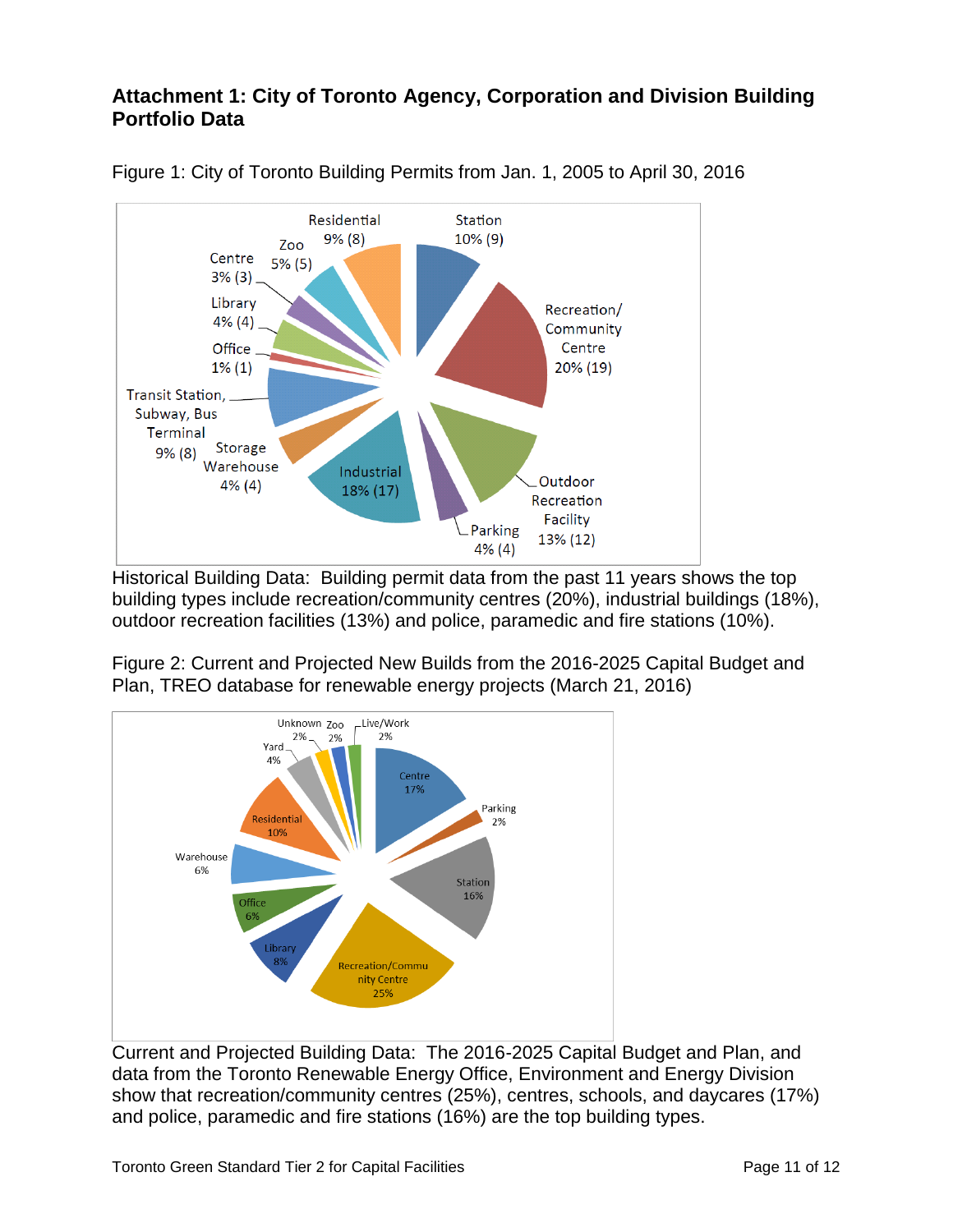## Attachment 1: City of Toronto Agency, Corporation and Division Building Portfolio Data

Figure 1: City of Toronto Building Permits from Jan. 1, 2005 to April 30, 2016

Historical Building Data: Building permit data from the past 11 years shows the top building types include recreation/community centres (20%), industrial buildings (18%), outdoor recreation facilities (13%) and police, paramedic and fire stations (10%).

Figure 2: Current and Projected New Builds from the 2016-2025 Capital Budget and Plan, TREO database for renewable energy projects (March 21, 2016)

Current and Projected Building Data: The 2016-2025 Capital Budget and Plan, and data from the Toronto Renewable Energy Office, Environment and Energy Division show that recreation/community centres (25%), centres, schools, and daycares (17%) and police, paramedic and fire stations (16%) are the top building types.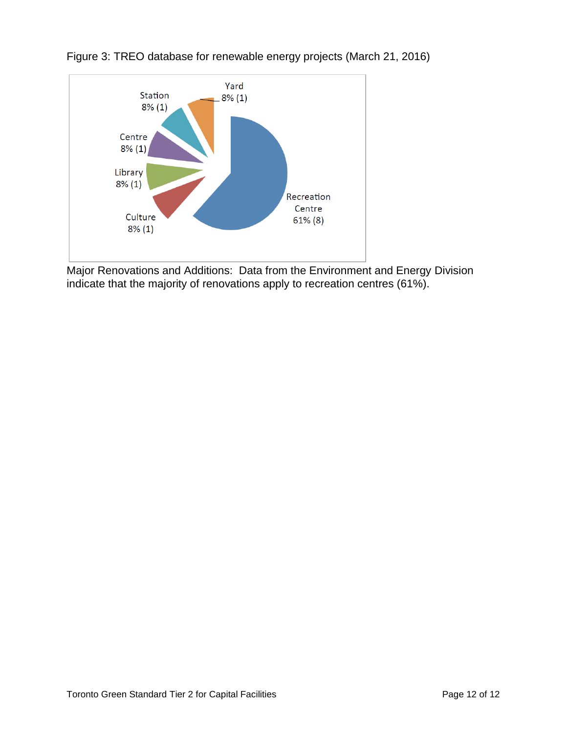Figure 3: TREO database for renewable energy projects (March 21, 2016)

Yard
8% (1)

Station
8% (1)

Centre
8% (1)

Library
8% (1)

Culture
8% (1)

Recreation
Centre
61% (8)

Major Renovations and Additions: Data from the Environment and Energy Division indicate that the majority of renovations apply to recreation centres (61%).